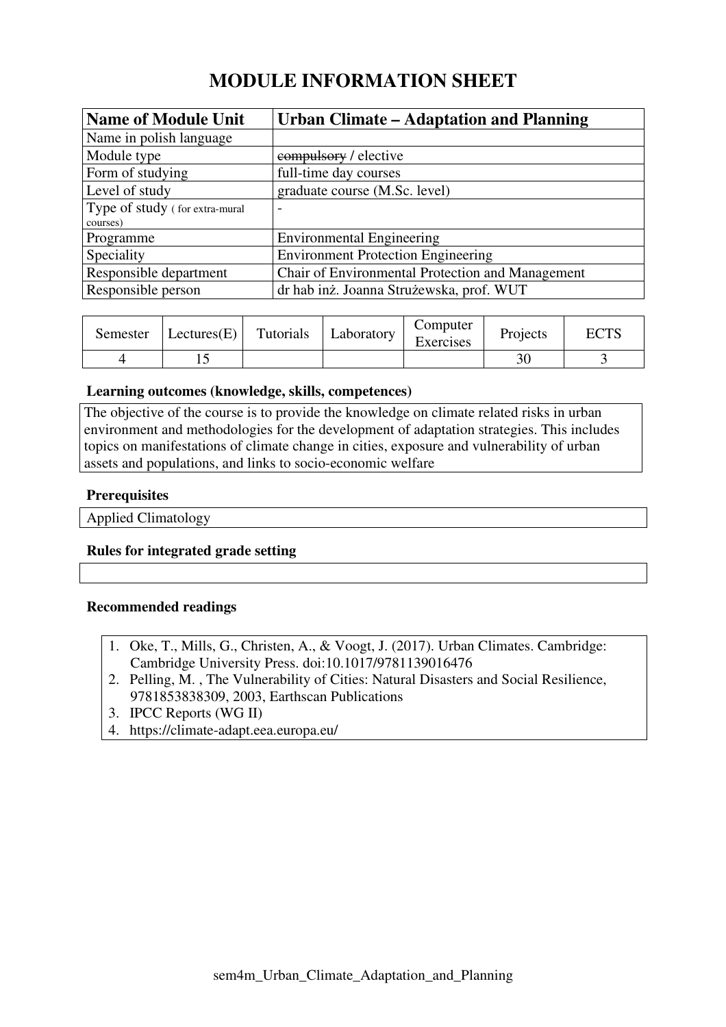# MODULE INFORMATION SHEET

| Name of Module Unit | Urban Climate – Adaptation and Planning |
|---|---|
| Name in polish language | |
| Module type | ~~compulsory~~ / elective |
| Form of studying | full-time day courses |
| Level of study | graduate course (M.Sc. level) |
| Type of study ( for extra-mural courses) | - |
| Programme | Environmental Engineering |
| Speciality | Environment Protection Engineering |
| Responsible department | Chair of Environmental Protection and Management |
| Responsible person | dr hab inż. Joanna Strużewska, prof. WUT |

| Semester | Lectures(E) | Tutorials | Laboratory | Computer Exercises | Projects | ECTS |
|---|---|---|---|---|---|---|
| 4 | 15 | | | | 30 | 3 |

**Learning outcomes (knowledge, skills, competences)**

The objective of the course is to provide the knowledge on climate related risks in urban environment and methodologies for the development of adaptation strategies. This includes topics on manifestations of climate change in cities, exposure and vulnerability of urban assets and populations, and links to socio-economic welfare

**Prerequisites**

Applied Climatology

**Rules for integrated grade setting**

**Recommended readings**

1. Oke, T., Mills, G., Christen, A., & Voogt, J. (2017). Urban Climates. Cambridge: Cambridge University Press. doi:10.1017/9781139016476
2. Pelling, M. , The Vulnerability of Cities: Natural Disasters and Social Resilience, 9781853838309, 2003, Earthscan Publications
3. IPCC Reports (WG II)
4. https://climate-adapt.eea.europa.eu/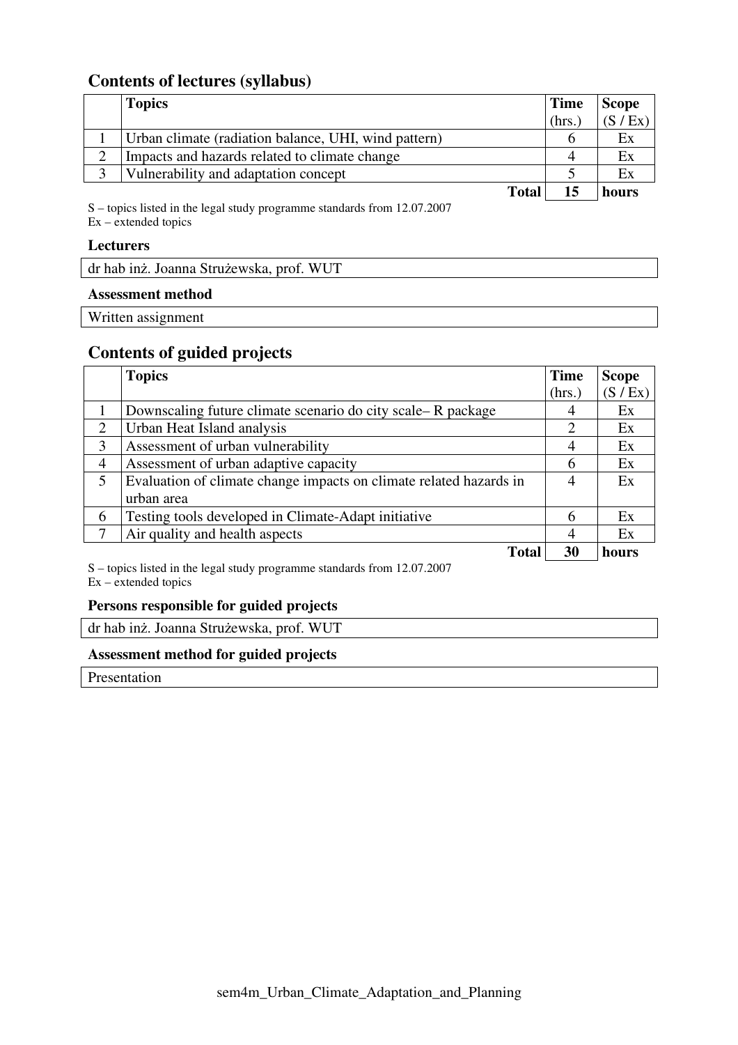## Contents of lectures (syllabus)

| | Topics | Time (hrs.) | Scope (S / Ex) |
|---|---|---|---|
| 1 | Urban climate (radiation balance, UHI, wind pattern) | 6 | Ex |
| 2 | Impacts and hazards related to climate change | 4 | Ex |
| 3 | Vulnerability and adaptation concept | 5 | Ex |
| | **Total** | **15** | **hours** |

S – topics listed in the legal study programme standards from 12.07.2007
Ex – extended topics

**Lecturers**

dr hab inż. Joanna Strużewska, prof. WUT

**Assessment method**

Written assignment

## Contents of guided projects

| | Topics | Time (hrs.) | Scope (S / Ex) |
|---|---|---|---|
| 1 | Downscaling future climate scenario do city scale– R package | 4 | Ex |
| 2 | Urban Heat Island analysis | 2 | Ex |
| 3 | Assessment of urban vulnerability | 4 | Ex |
| 4 | Assessment of urban adaptive capacity | 6 | Ex |
| 5 | Evaluation of climate change impacts on climate related hazards in urban area | 4 | Ex |
| 6 | Testing tools developed in Climate-Adapt initiative | 6 | Ex |
| 7 | Air quality and health aspects | 4 | Ex |
| | **Total** | **30** | **hours** |

S – topics listed in the legal study programme standards from 12.07.2007
Ex – extended topics

**Persons responsible for guided projects**

dr hab inż. Joanna Strużewska, prof. WUT

**Assessment method for guided projects**

Presentation